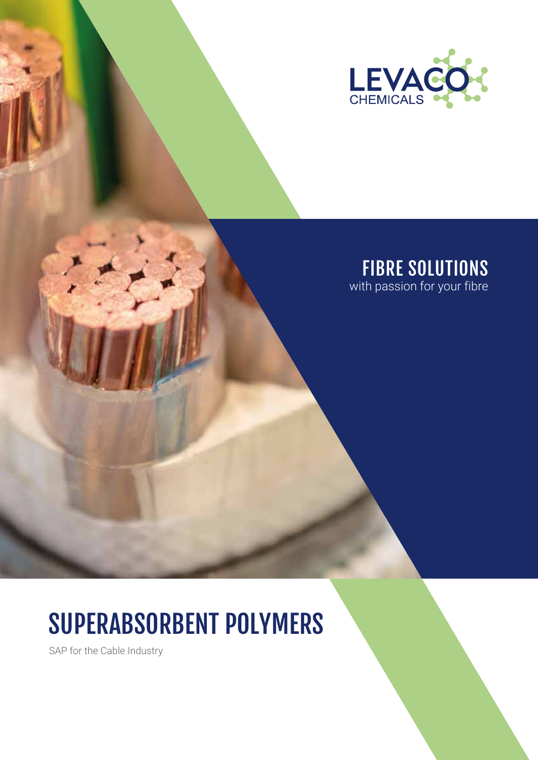LEVACO CHEMICALS

## FIBRE SOLUTIONS

with passion for your fibre

# SUPERABSORBENT POLYMERS

SAP for the Cable Industry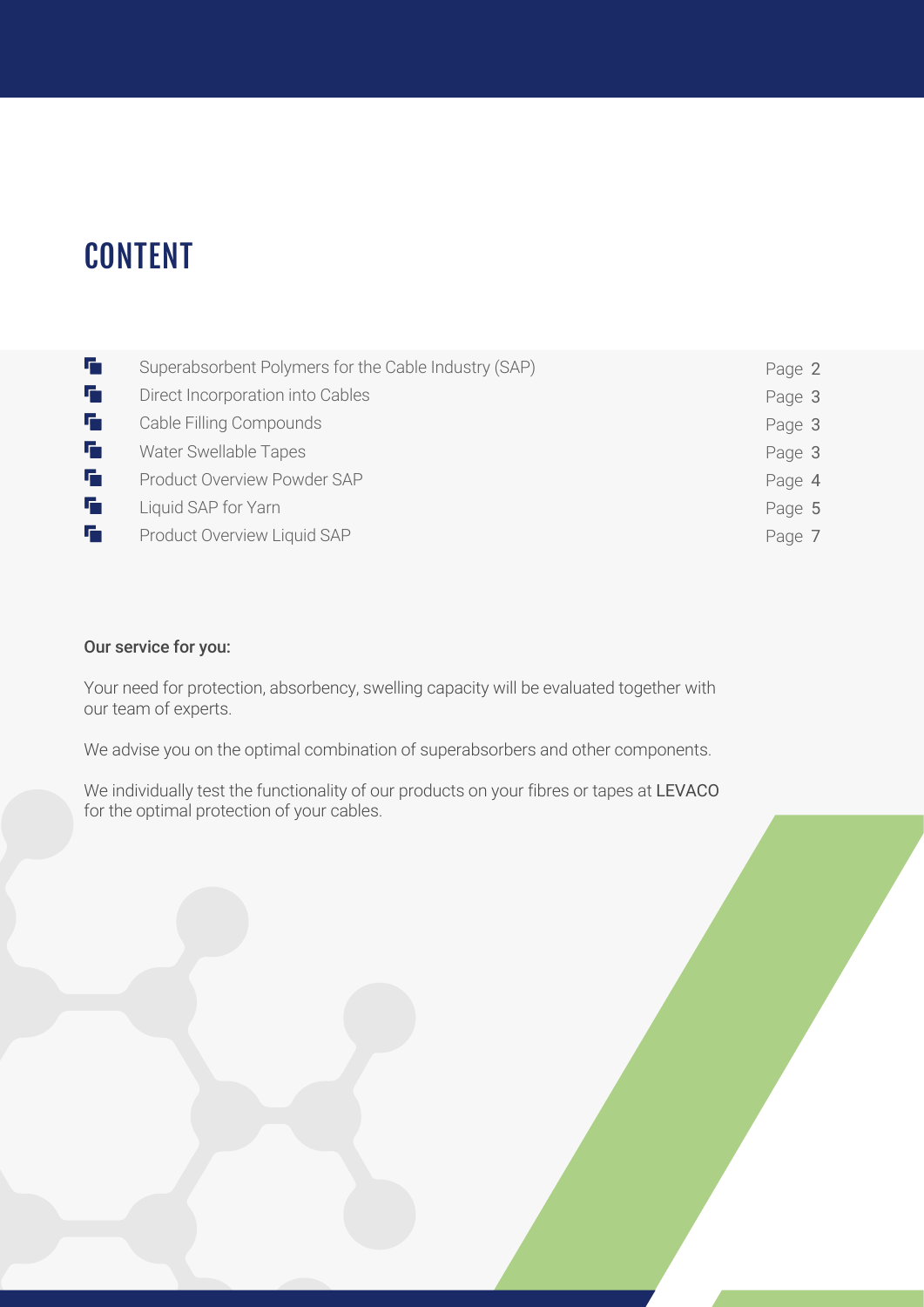# CONTENT

| | |
|---|---|
| Superabsorbent Polymers for the Cable Industry (SAP) | Page 2 |
| Direct Incorporation into Cables | Page 3 |
| Cable Filling Compounds | Page 3 |
| Water Swellable Tapes | Page 3 |
| Product Overview Powder SAP | Page 4 |
| Liquid SAP for Yarn | Page 5 |
| Product Overview Liquid SAP | Page 7 |

**Our service for you:**

Your need for protection, absorbency, swelling capacity will be evaluated together with our team of experts.

We advise you on the optimal combination of superabsorbers and other components.

We individually test the functionality of our products on your fibres or tapes at LEVACO for the optimal protection of your cables.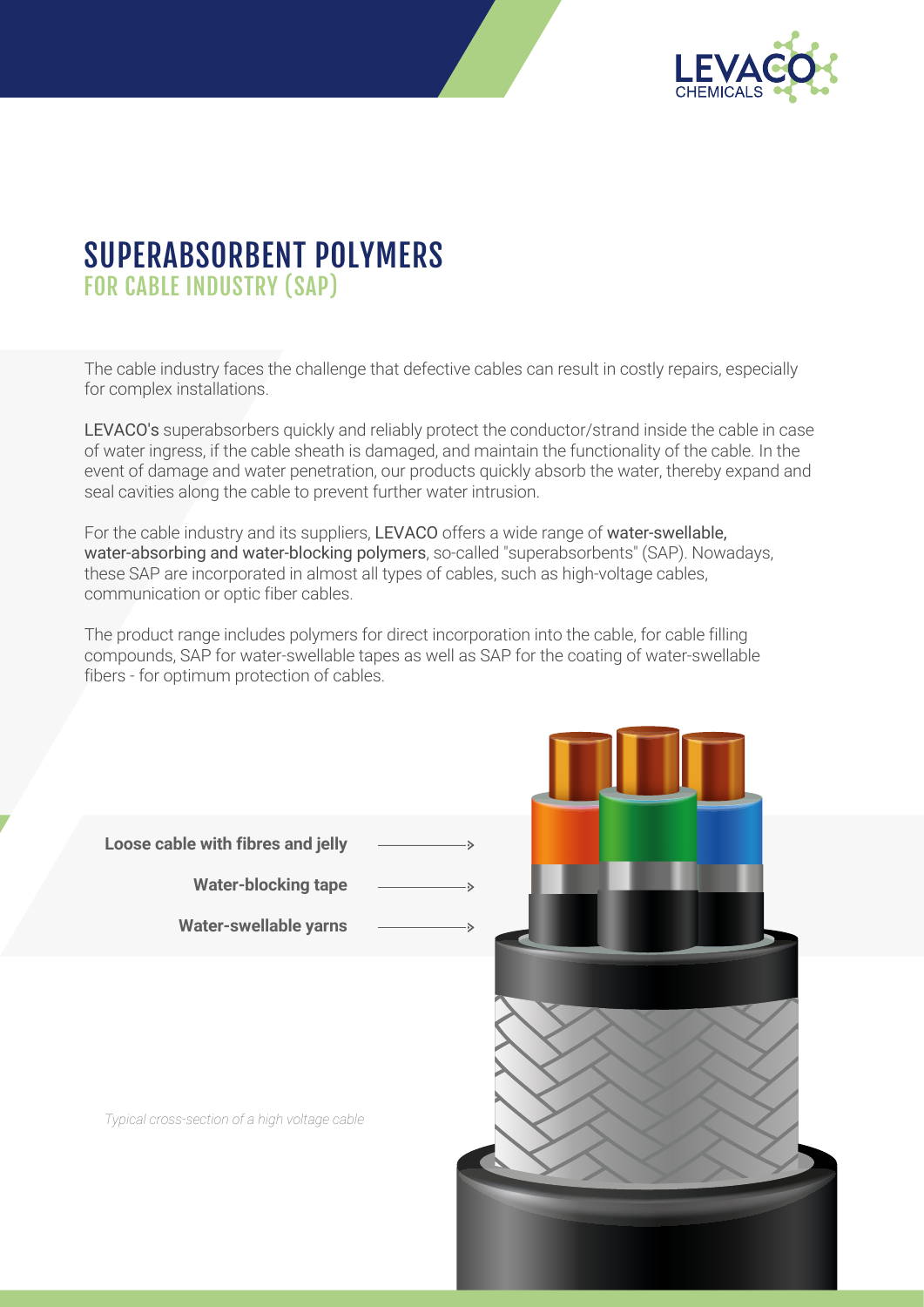# SUPERABSORBENT POLYMERS

## FOR CABLE INDUSTRY (SAP)

The cable industry faces the challenge that defective cables can result in costly repairs, especially for complex installations.

LEVACO's superabsorbers quickly and reliably protect the conductor/strand inside the cable in case of water ingress, if the cable sheath is damaged, and maintain the functionality of the cable. In the event of damage and water penetration, our products quickly absorb the water, thereby expand and seal cavities along the cable to prevent further water intrusion.

For the cable industry and its suppliers, LEVACO offers a wide range of water-swellable, water-absorbing and water-blocking polymers, so-called "superabsorbents" (SAP). Nowadays, these SAP are incorporated in almost all types of cables, such as high-voltage cables, communication or optic fiber cables.

The product range includes polymers for direct incorporation into the cable, for cable filling compounds, SAP for water-swellable tapes as well as SAP for the coating of water-swellable fibers - for optimum protection of cables.

**Loose cable with fibres and jelly**

**Water-blocking tape**

**Water-swellable yarns**

*Typical cross-section of a high voltage cable*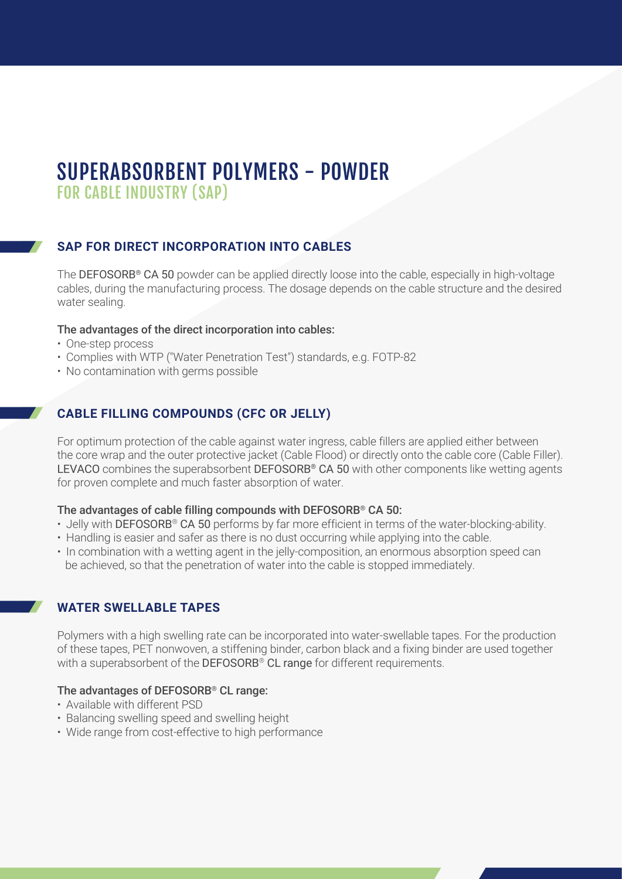# SUPERABSORBENT POLYMERS - POWDER

## FOR CABLE INDUSTRY (SAP)

### SAP FOR DIRECT INCORPORATION INTO CABLES

The DEFOSORB® CA 50 powder can be applied directly loose into the cable, especially in high-voltage cables, during the manufacturing process. The dosage depends on the cable structure and the desired water sealing.

**The advantages of the direct incorporation into cables:**

- One-step process
- Complies with WTP ("Water Penetration Test") standards, e.g. FOTP-82
- No contamination with germs possible

### CABLE FILLING COMPOUNDS (CFC OR JELLY)

For optimum protection of the cable against water ingress, cable fillers are applied either between the core wrap and the outer protective jacket (Cable Flood) or directly onto the cable core (Cable Filler). LEVACO combines the superabsorbent DEFOSORB® CA 50 with other components like wetting agents for proven complete and much faster absorption of water.

**The advantages of cable filling compounds with DEFOSORB® CA 50:**

- Jelly with DEFOSORB® CA 50 performs by far more efficient in terms of the water-blocking-ability.
- Handling is easier and safer as there is no dust occurring while applying into the cable.
- In combination with a wetting agent in the jelly-composition, an enormous absorption speed can be achieved, so that the penetration of water into the cable is stopped immediately.

### WATER SWELLABLE TAPES

Polymers with a high swelling rate can be incorporated into water-swellable tapes. For the production of these tapes, PET nonwoven, a stiffening binder, carbon black and a fixing binder are used together with a superabsorbent of the DEFOSORB® CL range for different requirements.

**The advantages of DEFOSORB® CL range:**

- Available with different PSD
- Balancing swelling speed and swelling height
- Wide range from cost-effective to high performance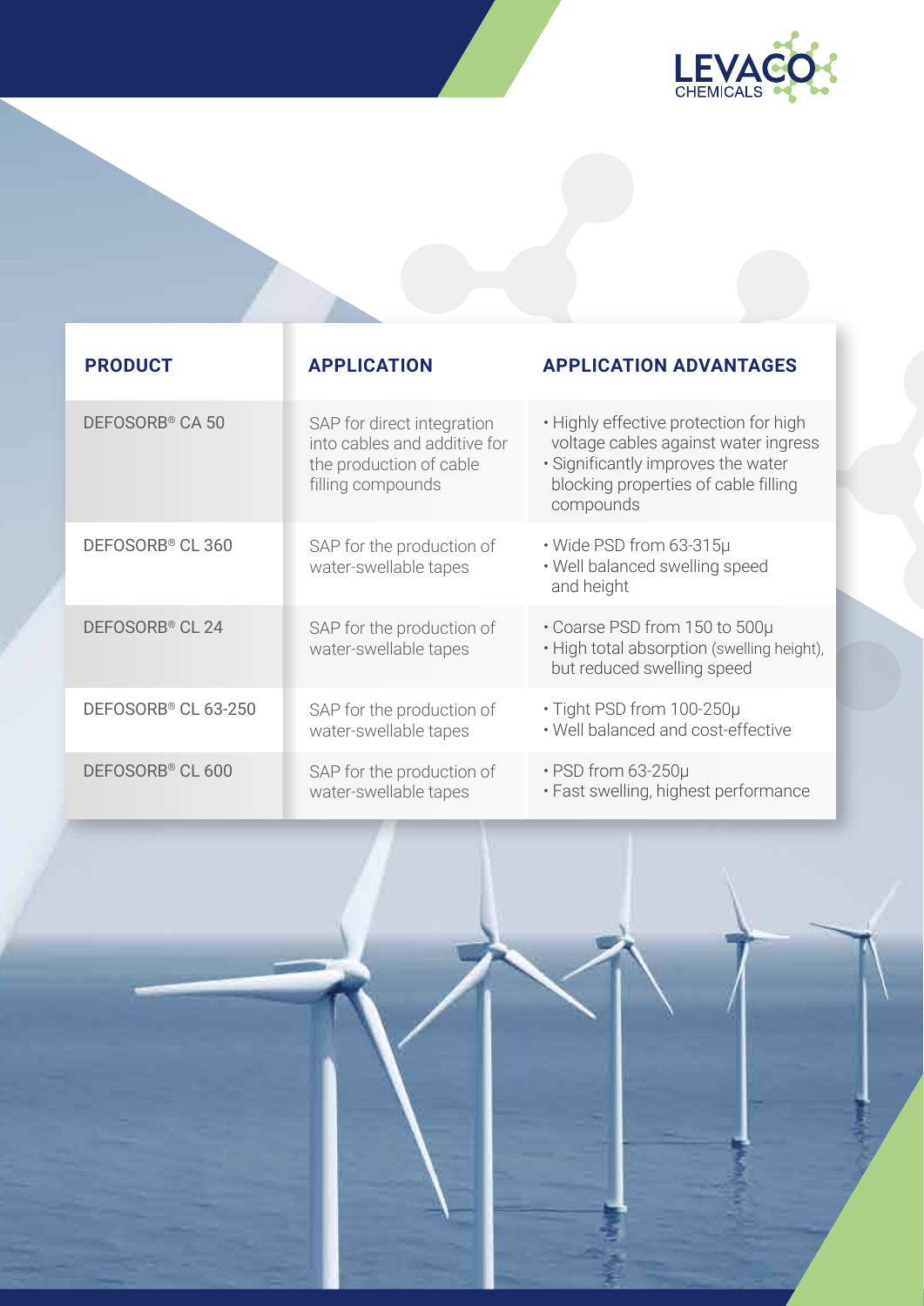| PRODUCT | APPLICATION | APPLICATION ADVANTAGES |
|---|---|---|
| DEFOSORB® CA 50 | SAP for direct integration into cables and additive for the production of cable filling compounds | • Highly effective protection for high voltage cables against water ingress<br>• Significantly improves the water blocking properties of cable filling compounds |
| DEFOSORB® CL 360 | SAP for the production of water-swellable tapes | • Wide PSD from 63-315µ<br>• Well balanced swelling speed and height |
| DEFOSORB® CL 24 | SAP for the production of water-swellable tapes | • Coarse PSD from 150 to 500µ<br>• High total absorption (swelling height), but reduced swelling speed |
| DEFOSORB® CL 63-250 | SAP for the production of water-swellable tapes | • Tight PSD from 100-250µ<br>• Well balanced and cost-effective |
| DEFOSORB® CL 600 | SAP for the production of water-swellable tapes | • PSD from 63-250µ<br>• Fast swelling, highest performance |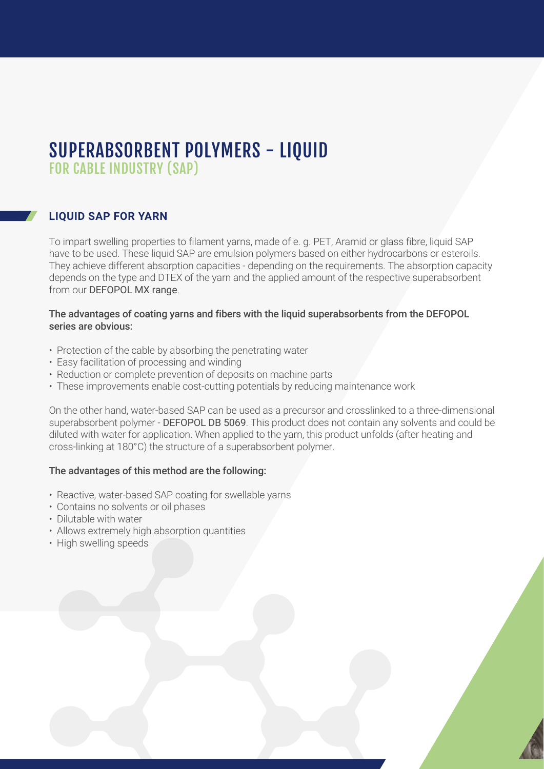# SUPERABSORBENT POLYMERS - LIQUID
## FOR CABLE INDUSTRY (SAP)

### LIQUID SAP FOR YARN

To impart swelling properties to filament yarns, made of e. g. PET, Aramid or glass fibre, liquid SAP have to be used. These liquid SAP are emulsion polymers based on either hydrocarbons or esteroils. They achieve different absorption capacities - depending on the requirements. The absorption capacity depends on the type and DTEX of the yarn and the applied amount of the respective superabsorbent from our DEFOPOL MX range.

**The advantages of coating yarns and fibers with the liquid superabsorbents from the DEFOPOL series are obvious:**

- Protection of the cable by absorbing the penetrating water
- Easy facilitation of processing and winding
- Reduction or complete prevention of deposits on machine parts
- These improvements enable cost-cutting potentials by reducing maintenance work

On the other hand, water-based SAP can be used as a precursor and crosslinked to a three-dimensional superabsorbent polymer - DEFOPOL DB 5069. This product does not contain any solvents and could be diluted with water for application. When applied to the yarn, this product unfolds (after heating and cross-linking at 180°C) the structure of a superabsorbent polymer.

**The advantages of this method are the following:**

- Reactive, water-based SAP coating for swellable yarns
- Contains no solvents or oil phases
- Dilutable with water
- Allows extremely high absorption quantities
- High swelling speeds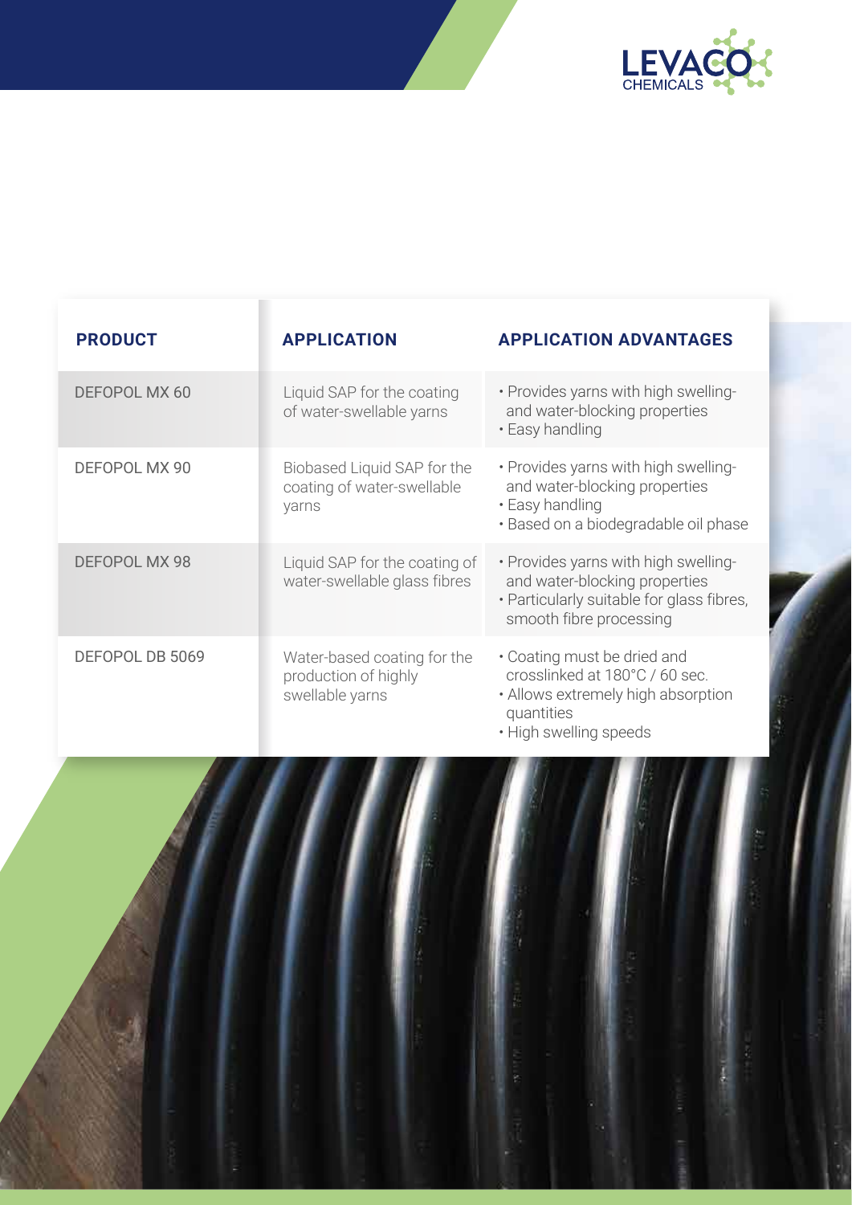| PRODUCT | APPLICATION | APPLICATION ADVANTAGES |
|---|---|---|
| DEFOPOL MX 60 | Liquid SAP for the coating of water-swellable yarns | • Provides yarns with high swelling- and water-blocking properties<br>• Easy handling |
| DEFOPOL MX 90 | Biobased Liquid SAP for the coating of water-swellable yarns | • Provides yarns with high swelling- and water-blocking properties<br>• Easy handling<br>• Based on a biodegradable oil phase |
| DEFOPOL MX 98 | Liquid SAP for the coating of water-swellable glass fibres | • Provides yarns with high swelling- and water-blocking properties<br>• Particularly suitable for glass fibres, smooth fibre processing |
| DEFOPOL DB 5069 | Water-based coating for the production of highly swellable yarns | • Coating must be dried and crosslinked at 180°C / 60 sec.<br>• Allows extremely high absorption quantities<br>• High swelling speeds |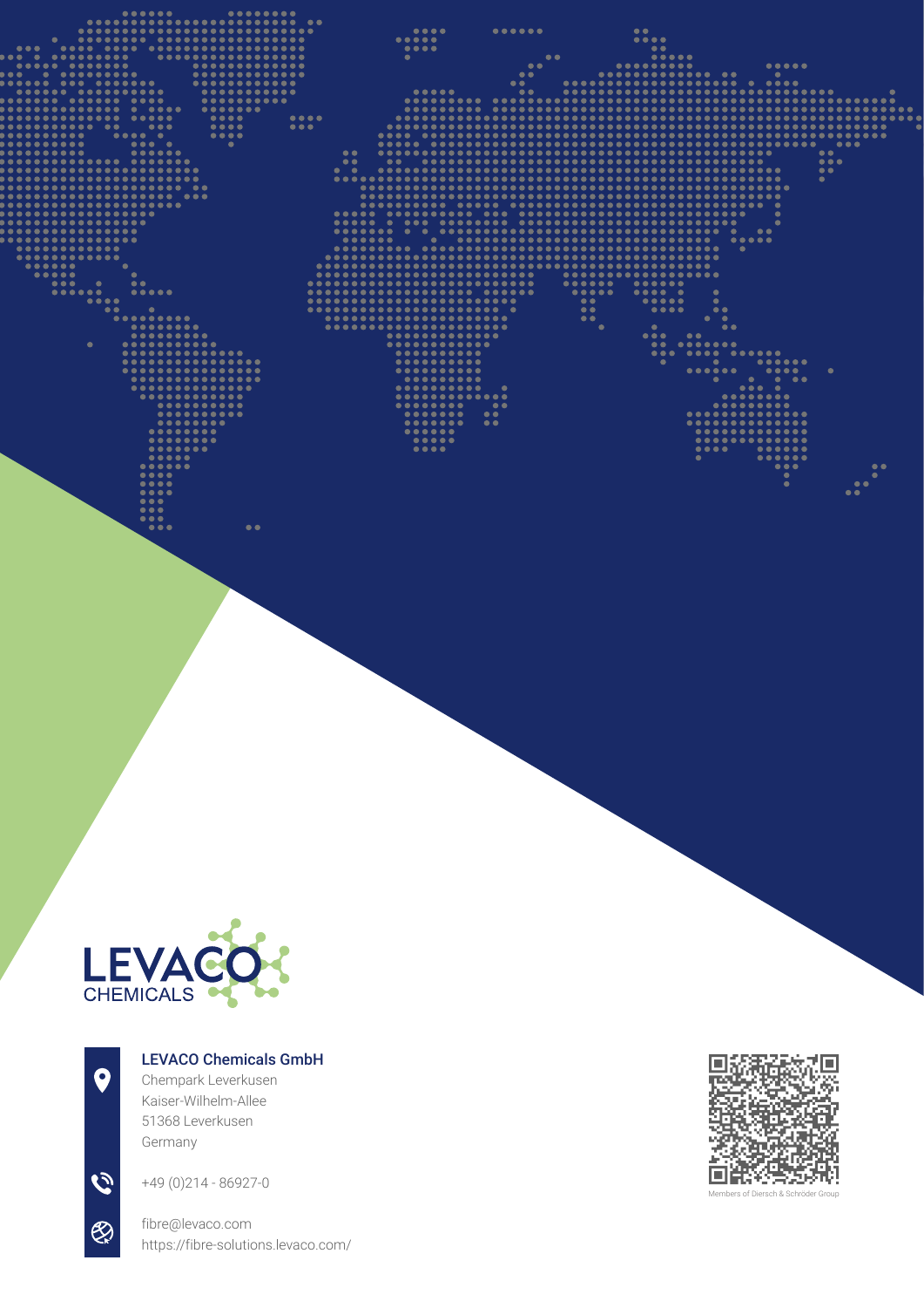LEVACO CHEMICALS

**LEVACO Chemicals GmbH**
Chempark Leverkusen
Kaiser-Wilhelm-Allee
51368 Leverkusen
Germany

+49 (0)214 - 86927-0

fibre@levaco.com
https://fibre-solutions.levaco.com/

Members of Diersch & Schröder Group